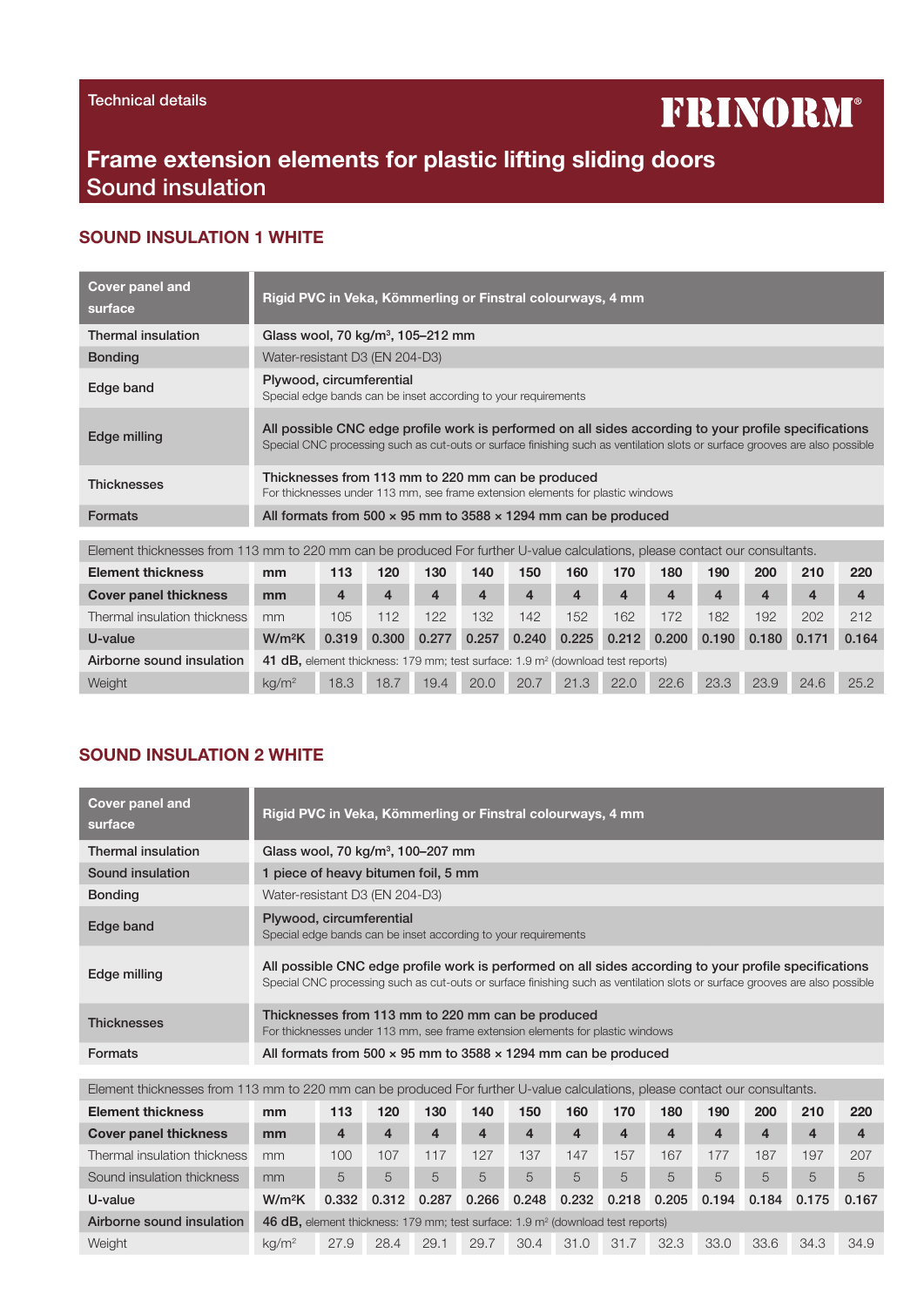Technical details

FRINORM®

# Frame extension elements for plastic lifting sliding doors
## Sound insulation

### SOUND INSULATION 1 WHITE

| Cover panel and surface | Rigid PVC in Veka, Kömmerling or Finstral colourways, 4 mm |
|---|---|
| Thermal insulation | Glass wool, 70 kg/m³, 105–212 mm |
| Bonding | Water-resistant D3 (EN 204-D3) |
| Edge band | Plywood, circumferential<br>Special edge bands can be inset according to your requirements |
| Edge milling | All possible CNC edge profile work is performed on all sides according to your profile specifications<br>Special CNC processing such as cut-outs or surface finishing such as ventilation slots or surface grooves are also possible |
| Thicknesses | Thicknesses from 113 mm to 220 mm can be produced<br>For thicknesses under 113 mm, see frame extension elements for plastic windows |
| Formats | All formats from 500 × 95 mm to 3588 × 1294 mm can be produced |

Element thicknesses from 113 mm to 220 mm can be produced For further U-value calculations, please contact our consultants.

| Element thickness | mm | 113 | 120 | 130 | 140 | 150 | 160 | 170 | 180 | 190 | 200 | 210 | 220 |
|---|---|---|---|---|---|---|---|---|---|---|---|---|---|
| Cover panel thickness | mm | 4 | 4 | 4 | 4 | 4 | 4 | 4 | 4 | 4 | 4 | 4 | 4 |
| Thermal insulation thickness | mm | 105 | 112 | 122 | 132 | 142 | 152 | 162 | 172 | 182 | 192 | 202 | 212 |
| U-value | W/m²K | 0.319 | 0.300 | 0.277 | 0.257 | 0.240 | 0.225 | 0.212 | 0.200 | 0.190 | 0.180 | 0.171 | 0.164 |
| Airborne sound insulation | 41 dB, element thickness: 179 mm; test surface: 1.9 m² (download test reports) | | | | | | | | | | | | |
| Weight | kg/m² | 18.3 | 18.7 | 19.4 | 20.0 | 20.7 | 21.3 | 22.0 | 22.6 | 23.3 | 23.9 | 24.6 | 25.2 |

### SOUND INSULATION 2 WHITE

| Cover panel and surface | Rigid PVC in Veka, Kömmerling or Finstral colourways, 4 mm |
|---|---|
| Thermal insulation | Glass wool, 70 kg/m³, 100–207 mm |
| Sound insulation | 1 piece of heavy bitumen foil, 5 mm |
| Bonding | Water-resistant D3 (EN 204-D3) |
| Edge band | Plywood, circumferential<br>Special edge bands can be inset according to your requirements |
| Edge milling | All possible CNC edge profile work is performed on all sides according to your profile specifications<br>Special CNC processing such as cut-outs or surface finishing such as ventilation slots or surface grooves are also possible |
| Thicknesses | Thicknesses from 113 mm to 220 mm can be produced<br>For thicknesses under 113 mm, see frame extension elements for plastic windows |
| Formats | All formats from 500 × 95 mm to 3588 × 1294 mm can be produced |

Element thicknesses from 113 mm to 220 mm can be produced For further U-value calculations, please contact our consultants.

| Element thickness | mm | 113 | 120 | 130 | 140 | 150 | 160 | 170 | 180 | 190 | 200 | 210 | 220 |
|---|---|---|---|---|---|---|---|---|---|---|---|---|---|
| Cover panel thickness | mm | 4 | 4 | 4 | 4 | 4 | 4 | 4 | 4 | 4 | 4 | 4 | 4 |
| Thermal insulation thickness | mm | 100 | 107 | 117 | 127 | 137 | 147 | 157 | 167 | 177 | 187 | 197 | 207 |
| Sound insulation thickness | mm | 5 | 5 | 5 | 5 | 5 | 5 | 5 | 5 | 5 | 5 | 5 | 5 |
| U-value | W/m²K | 0.332 | 0.312 | 0.287 | 0.266 | 0.248 | 0.232 | 0.218 | 0.205 | 0.194 | 0.184 | 0.175 | 0.167 |
| Airborne sound insulation | 46 dB, element thickness: 179 mm; test surface: 1.9 m² (download test reports) | | | | | | | | | | | | |
| Weight | kg/m² | 27.9 | 28.4 | 29.1 | 29.7 | 30.4 | 31.0 | 31.7 | 32.3 | 33.0 | 33.6 | 34.3 | 34.9 |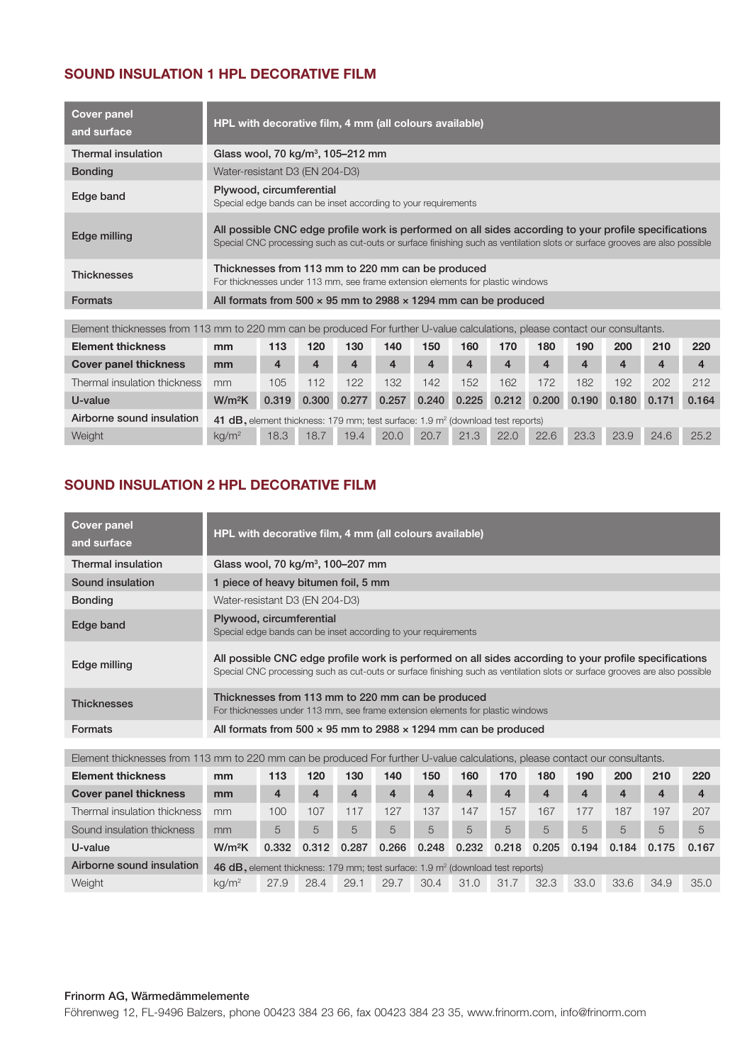## SOUND INSULATION 1 HPL DECORATIVE FILM

| Cover panel and surface | HPL with decorative film, 4 mm (all colours available) |
|---|---|
| Thermal insulation | Glass wool, 70 kg/m³, 105–212 mm |
| Bonding | Water-resistant D3 (EN 204-D3) |
| Edge band | Plywood, circumferential<br>Special edge bands can be inset according to your requirements |
| Edge milling | All possible CNC edge profile work is performed on all sides according to your profile specifications<br>Special CNC processing such as cut-outs or surface finishing such as ventilation slots or surface grooves are also possible |
| Thicknesses | Thicknesses from 113 mm to 220 mm can be produced<br>For thicknesses under 113 mm, see frame extension elements for plastic windows |
| Formats | All formats from 500 × 95 mm to 2988 × 1294 mm can be produced |

Element thicknesses from 113 mm to 220 mm can be produced For further U-value calculations, please contact our consultants.

| Element thickness | mm | 113 | 120 | 130 | 140 | 150 | 160 | 170 | 180 | 190 | 200 | 210 | 220 |
|---|---|---|---|---|---|---|---|---|---|---|---|---|---|
| Cover panel thickness | mm | 4 | 4 | 4 | 4 | 4 | 4 | 4 | 4 | 4 | 4 | 4 | 4 |
| Thermal insulation thickness | mm | 105 | 112 | 122 | 132 | 142 | 152 | 162 | 172 | 182 | 192 | 202 | 212 |
| U-value | W/m²K | 0.319 | 0.300 | 0.277 | 0.257 | 0.240 | 0.225 | 0.212 | 0.200 | 0.190 | 0.180 | 0.171 | 0.164 |
| Airborne sound insulation | 41 dB, element thickness: 179 mm; test surface: 1.9 m² (download test reports) | | | | | | | | | | | | |
| Weight | kg/m² | 18.3 | 18.7 | 19.4 | 20.0 | 20.7 | 21.3 | 22.0 | 22.6 | 23.3 | 23.9 | 24.6 | 25.2 |

## SOUND INSULATION 2 HPL DECORATIVE FILM

| Cover panel and surface | HPL with decorative film, 4 mm (all colours available) |
|---|---|
| Thermal insulation | Glass wool, 70 kg/m³, 100–207 mm |
| Sound insulation | 1 piece of heavy bitumen foil, 5 mm |
| Bonding | Water-resistant D3 (EN 204-D3) |
| Edge band | Plywood, circumferential<br>Special edge bands can be inset according to your requirements |
| Edge milling | All possible CNC edge profile work is performed on all sides according to your profile specifications<br>Special CNC processing such as cut-outs or surface finishing such as ventilation slots or surface grooves are also possible |
| Thicknesses | Thicknesses from 113 mm to 220 mm can be produced<br>For thicknesses under 113 mm, see frame extension elements for plastic windows |
| Formats | All formats from 500 × 95 mm to 2988 × 1294 mm can be produced |

Element thicknesses from 113 mm to 220 mm can be produced For further U-value calculations, please contact our consultants.

| Element thickness | mm | 113 | 120 | 130 | 140 | 150 | 160 | 170 | 180 | 190 | 200 | 210 | 220 |
|---|---|---|---|---|---|---|---|---|---|---|---|---|---|
| Cover panel thickness | mm | 4 | 4 | 4 | 4 | 4 | 4 | 4 | 4 | 4 | 4 | 4 | 4 |
| Thermal insulation thickness | mm | 100 | 107 | 117 | 127 | 137 | 147 | 157 | 167 | 177 | 187 | 197 | 207 |
| Sound insulation thickness | mm | 5 | 5 | 5 | 5 | 5 | 5 | 5 | 5 | 5 | 5 | 5 | 5 |
| U-value | W/m²K | 0.332 | 0.312 | 0.287 | 0.266 | 0.248 | 0.232 | 0.218 | 0.205 | 0.194 | 0.184 | 0.175 | 0.167 |
| Airborne sound insulation | 46 dB, element thickness: 179 mm; test surface: 1.9 m² (download test reports) | | | | | | | | | | | | |
| Weight | kg/m² | 27.9 | 28.4 | 29.1 | 29.7 | 30.4 | 31.0 | 31.7 | 32.3 | 33.0 | 33.6 | 34.9 | 35.0 |

**Frinorm AG, Wärmedämmelemente**
Föhrenweg 12, FL-9496 Balzers, phone 00423 384 23 66, fax 00423 384 23 35, www.frinorm.com, info@frinorm.com